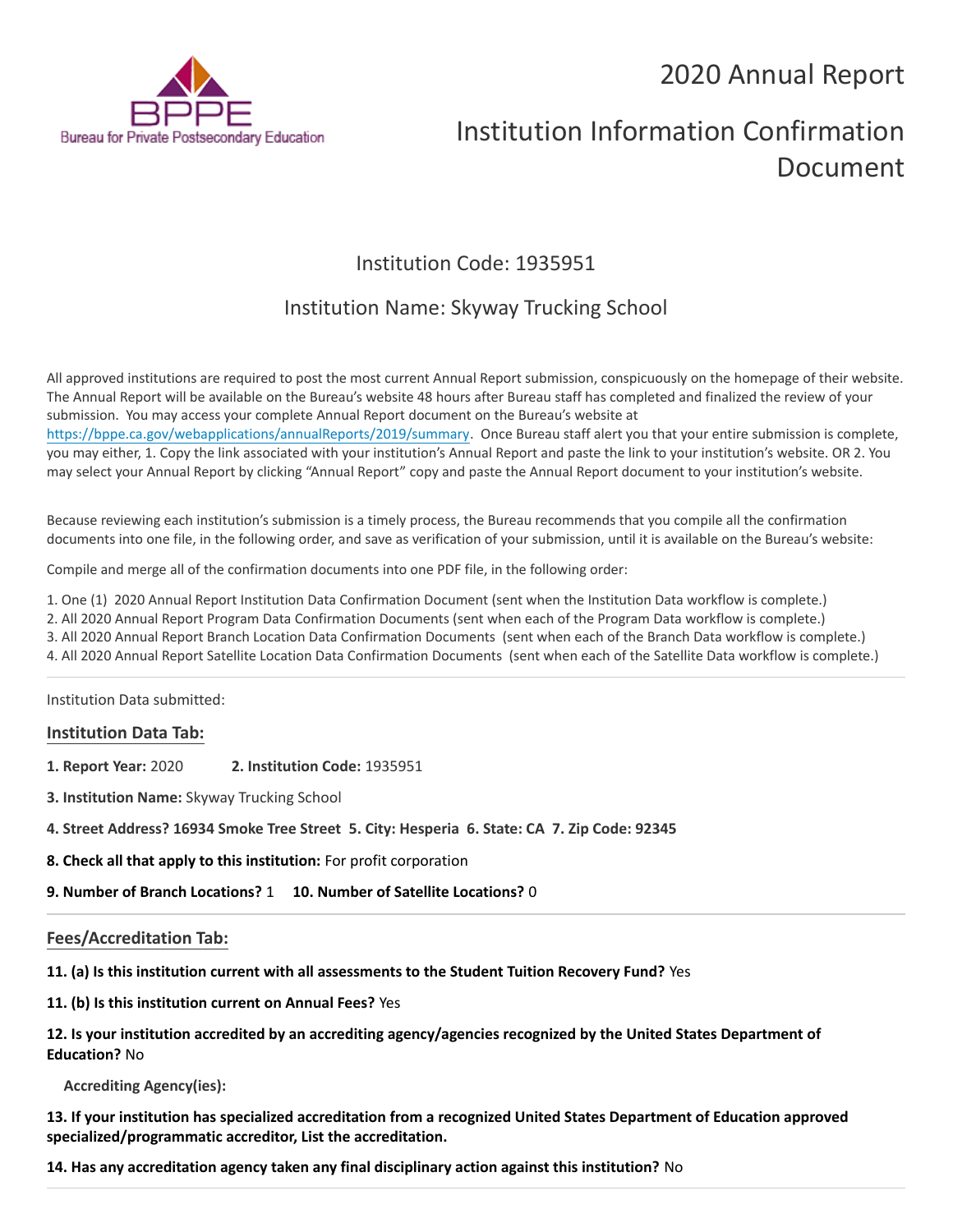Bureau for Private Postsecondary Education

# 2020 Annual Report

# Institution Information Confirmation Document

## Institution Code: 1935951

## Institution Name: Skyway Trucking School

All approved institutions are required to post the most current Annual Report submission, conspicuously on the homepage of their website. The Annual Report will be available on the Bureau's website 48 hours after Bureau staff has completed and finalized the review of your submission. You may access your complete Annual Report document on the Bureau's website at https://bppe.ca.gov/webapplications/annualReports/2019/summary. Once Bureau staff alert you that your entire submission is complete, you may either, 1. Copy the link associated with your institution's Annual Report and paste the link to your institution's website. OR 2. You may select your Annual Report by clicking "Annual Report" copy and paste the Annual Report document to your institution's website.

Because reviewing each institution's submission is a timely process, the Bureau recommends that you compile all the confirmation documents into one file, in the following order, and save as verification of your submission, until it is available on the Bureau's website:

Compile and merge all of the confirmation documents into one PDF file, in the following order:

1. One (1) 2020 Annual Report Institution Data Confirmation Document (sent when the Institution Data workflow is complete.)
2. All 2020 Annual Report Program Data Confirmation Documents (sent when each of the Program Data workflow is complete.)
3. All 2020 Annual Report Branch Location Data Confirmation Documents (sent when each of the Branch Data workflow is complete.)
4. All 2020 Annual Report Satellite Location Data Confirmation Documents (sent when each of the Satellite Data workflow is complete.)

---

Institution Data submitted:

### Institution Data Tab:

**1. Report Year:** 2020 **2. Institution Code:** 1935951

**3. Institution Name:** Skyway Trucking School

**4. Street Address? 16934 Smoke Tree Street 5. City: Hesperia 6. State: CA 7. Zip Code: 92345**

**8. Check all that apply to this institution:** For profit corporation

**9. Number of Branch Locations?** 1 **10. Number of Satellite Locations?** 0

---

### Fees/Accreditation Tab:

**11. (a) Is this institution current with all assessments to the Student Tuition Recovery Fund?** Yes

**11. (b) Is this institution current on Annual Fees?** Yes

**12. Is your institution accredited by an accrediting agency/agencies recognized by the United States Department of Education?** No

**Accrediting Agency(ies):**

**13. If your institution has specialized accreditation from a recognized United States Department of Education approved specialized/programmatic accreditor, List the accreditation.**

**14. Has any accreditation agency taken any final disciplinary action against this institution?** No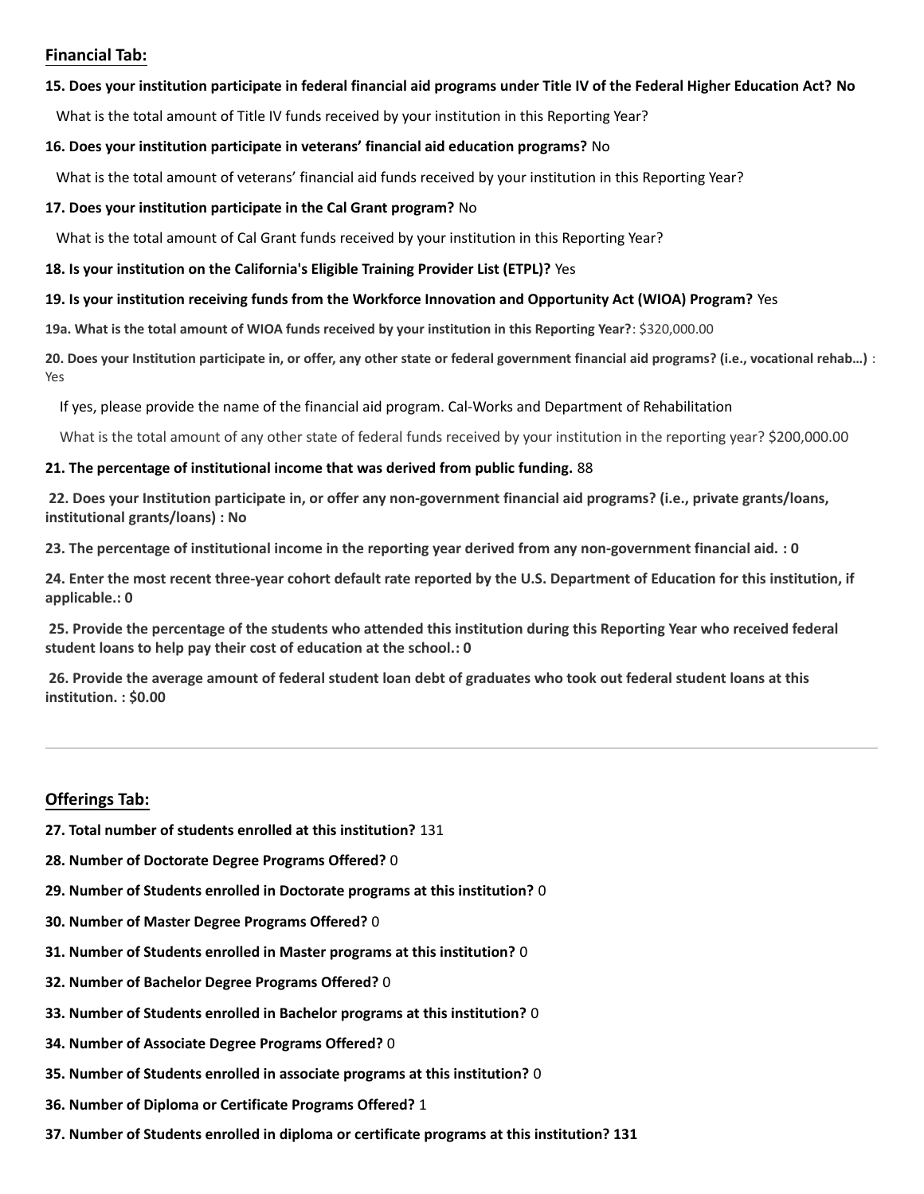## Financial Tab:

**15. Does your institution participate in federal financial aid programs under Title IV of the Federal Higher Education Act? No**

What is the total amount of Title IV funds received by your institution in this Reporting Year?

**16. Does your institution participate in veterans' financial aid education programs?** No

What is the total amount of veterans' financial aid funds received by your institution in this Reporting Year?

**17. Does your institution participate in the Cal Grant program?** No

What is the total amount of Cal Grant funds received by your institution in this Reporting Year?

**18. Is your institution on the California's Eligible Training Provider List (ETPL)?** Yes

**19. Is your institution receiving funds from the Workforce Innovation and Opportunity Act (WIOA) Program?** Yes

**19a. What is the total amount of WIOA funds received by your institution in this Reporting Year?**: $320,000.00

**20. Does your Institution participate in, or offer, any other state or federal government financial aid programs? (i.e., vocational rehab...)** : Yes

If yes, please provide the name of the financial aid program. Cal-Works and Department of Rehabilitation

What is the total amount of any other state of federal funds received by your institution in the reporting year? $200,000.00

**21. The percentage of institutional income that was derived from public funding.** 88

**22. Does your Institution participate in, or offer any non-government financial aid programs? (i.e., private grants/loans, institutional grants/loans) : No**

**23. The percentage of institutional income in the reporting year derived from any non-government financial aid. : 0**

**24. Enter the most recent three-year cohort default rate reported by the U.S. Department of Education for this institution, if applicable.: 0**

**25. Provide the percentage of the students who attended this institution during this Reporting Year who received federal student loans to help pay their cost of education at the school.: 0**

**26. Provide the average amount of federal student loan debt of graduates who took out federal student loans at this institution. : $0.00**

---

## Offerings Tab:

**27. Total number of students enrolled at this institution?** 131

**28. Number of Doctorate Degree Programs Offered?** 0

**29. Number of Students enrolled in Doctorate programs at this institution?** 0

**30. Number of Master Degree Programs Offered?** 0

**31. Number of Students enrolled in Master programs at this institution?** 0

**32. Number of Bachelor Degree Programs Offered?** 0

**33. Number of Students enrolled in Bachelor programs at this institution?** 0

**34. Number of Associate Degree Programs Offered?** 0

**35. Number of Students enrolled in associate programs at this institution?** 0

**36. Number of Diploma or Certificate Programs Offered?** 1

**37. Number of Students enrolled in diploma or certificate programs at this institution? 131**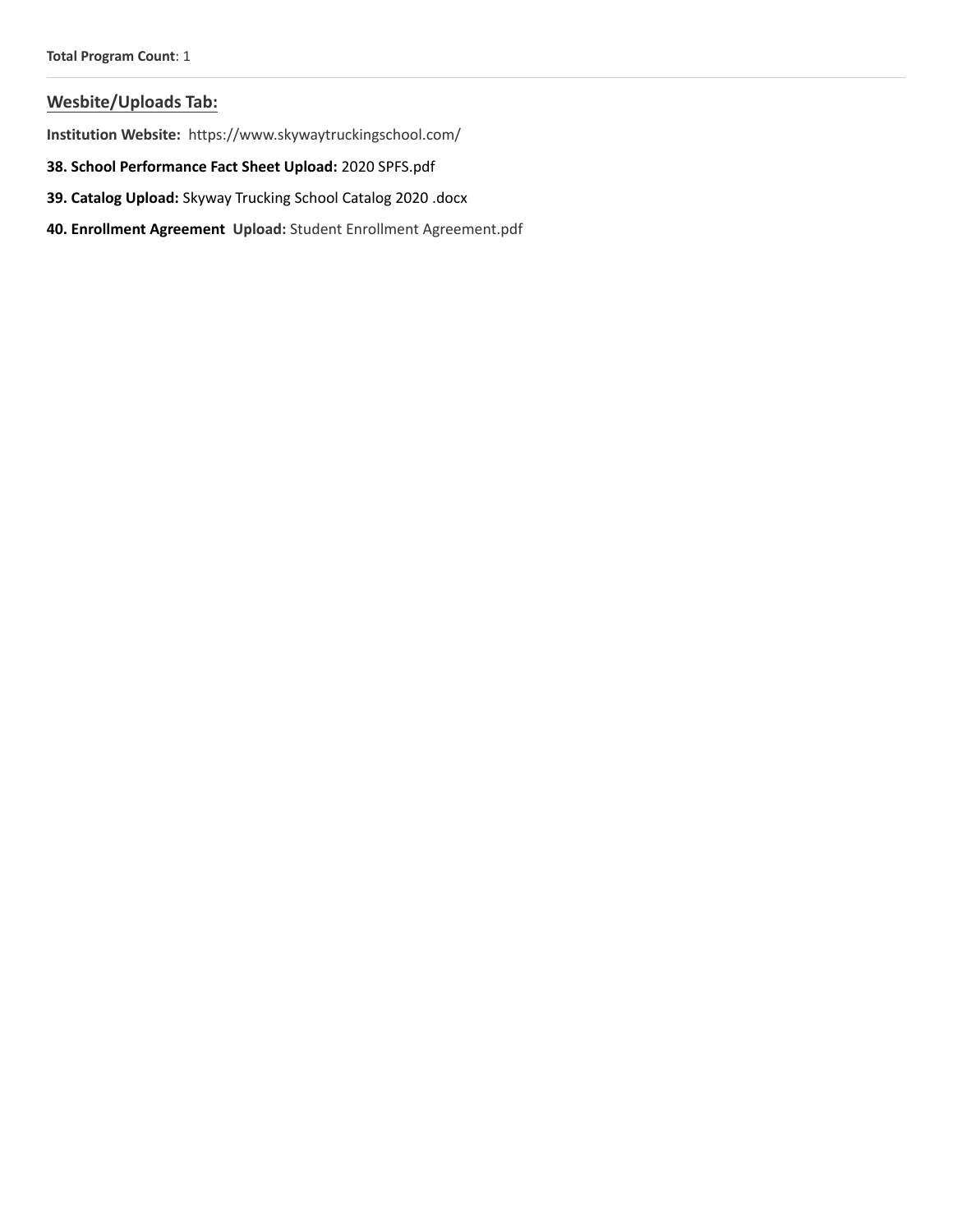**Total Program Count**: 1

## Wesbite/Uploads Tab:

**Institution Website:** https://www.skywaytruckingschool.com/

**38. School Performance Fact Sheet Upload:** 2020 SPFS.pdf

**39. Catalog Upload:** Skyway Trucking School Catalog 2020 .docx

**40. Enrollment Agreement Upload:** Student Enrollment Agreement.pdf